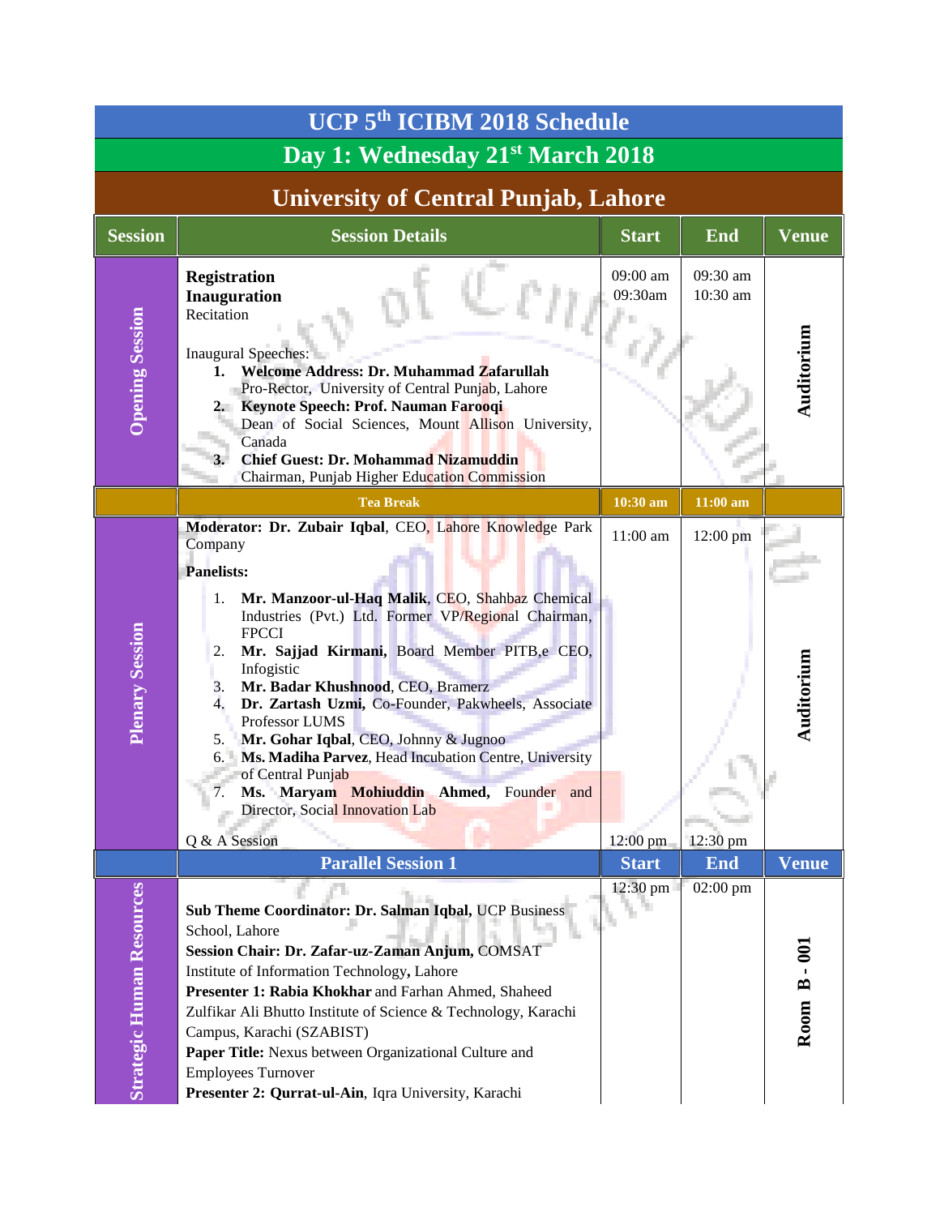# UCP 5th ICIBM 2018 Schedule

## Day 1: Wednesday 21st March 2018

## University of Central Punjab, Lahore

| Session | Session Details | Start | End | Venue |
|---|---|---|---|---|
| Opening Session | **Registration**<br>**Inauguration**<br>Recitation<br><br>Inaugural Speeches:<br>1. **Welcome Address: Dr. Muhammad Zafarullah** Pro-Rector, University of Central Punjab, Lahore<br>2. **Keynote Speech: Prof. Nauman Farooqi** Dean of Social Sciences, Mount Allison University, Canada<br>3. **Chief Guest: Dr. Mohammad Nizamuddin** Chairman, Punjab Higher Education Commission | 09:00 am<br>09:30am | 09:30 am<br>10:30 am | Auditorium |
| | **Tea Break** | **10:30 am** | **11:00 am** | |
| Plenary Session | **Moderator: Dr. Zubair Iqbal**, CEO, Lahore Knowledge Park Company<br><br>**Panelists:**<br>1. **Mr. Manzoor-ul-Haq Malik**, CEO, Shahbaz Chemical Industries (Pvt.) Ltd. Former VP/Regional Chairman, FPCCI<br>2. **Mr. Sajjad Kirmani,** Board Member PITB,e CEO, Infogistic<br>3. **Mr. Badar Khushnood**, CEO, Bramerz<br>4. **Dr. Zartash Uzmi,** Co-Founder, Pakwheels, Associate Professor LUMS<br>5. **Mr. Gohar Iqbal**, CEO, Johnny & Jugnoo<br>6. **Ms. Madiha Parvez**, Head Incubation Centre, University of Central Punjab<br>7. **Ms. Maryam Mohiuddin Ahmed,** Founder and Director, Social Innovation Lab | 11:00 am | 12:00 pm | Auditorium |
| | Q & A Session | 12:00 pm | 12:30 pm | |
| | **Parallel Session 1** | **Start** | **End** | **Venue** |
| Strategic Human Resources | **Sub Theme Coordinator: Dr. Salman Iqbal,** UCP Business School, Lahore<br>**Session Chair: Dr. Zafar-uz-Zaman Anjum,** COMSAT Institute of Information Technology**,** Lahore<br>**Presenter 1: Rabia Khokhar** and Farhan Ahmed, Shaheed Zulfikar Ali Bhutto Institute of Science & Technology, Karachi Campus, Karachi (SZABIST)<br>**Paper Title:** Nexus between Organizational Culture and Employees Turnover<br>**Presenter 2: Qurrat-ul-Ain**, Iqra University, Karachi | 12:30 pm | 02:00 pm | Room B - 001 |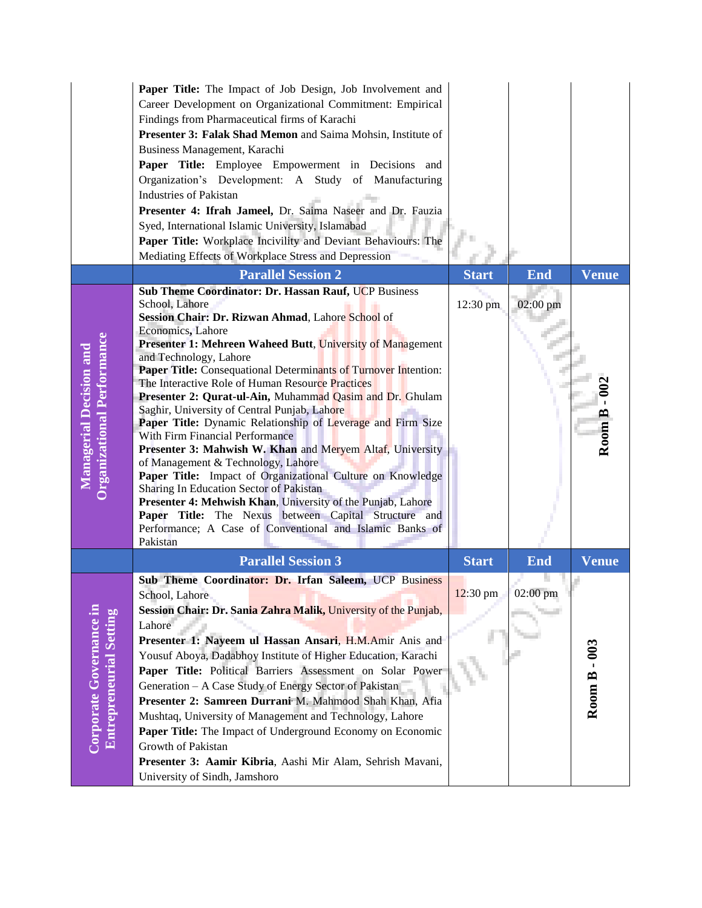| | | | | |
|---|---|---|---|---|
| | **Paper Title:** The Impact of Job Design, Job Involvement and Career Development on Organizational Commitment: Empirical Findings from Pharmaceutical firms of Karachi<br>**Presenter 3: Falak Shad Memon** and Saima Mohsin, Institute of Business Management, Karachi<br>**Paper Title:** Employee Empowerment in Decisions and Organization's Development: A Study of Manufacturing Industries of Pakistan<br>**Presenter 4: Ifrah Jameel,** Dr. Saima Naseer and Dr. Fauzia Syed, International Islamic University, Islamabad<br>**Paper Title:** Workplace Incivility and Deviant Behaviours: The Mediating Effects of Workplace Stress and Depression | | | |
| | **Parallel Session 2** | **Start** | **End** | **Venue** |
| **Managerial Decision and Organizational Performance** | **Sub Theme Coordinator: Dr. Hassan Rauf,** UCP Business School, Lahore<br>**Session Chair: Dr. Rizwan Ahmad**, Lahore School of Economics, Lahore<br>**Presenter 1: Mehreen Waheed Butt**, University of Management and Technology, Lahore<br>**Paper Title:** Consequational Determinants of Turnover Intention: The Interactive Role of Human Resource Practices<br>**Presenter 2: Qurat-ul-Ain,** Muhammad Qasim and Dr. Ghulam Saghir, University of Central Punjab, Lahore<br>**Paper Title:** Dynamic Relationship of Leverage and Firm Size With Firm Financial Performance<br>**Presenter 3: Mahwish W. Khan** and Meryem Altaf, University of Management & Technology, Lahore<br>**Paper Title:** Impact of Organizational Culture on Knowledge Sharing In Education Sector of Pakistan<br>**Presenter 4: Mehwish Khan**, University of the Punjab, Lahore<br>**Paper Title:** The Nexus between Capital Structure and Performance; A Case of Conventional and Islamic Banks of Pakistan | 12:30 pm | 02:00 pm | **Room B - 002** |
| | **Parallel Session 3** | **Start** | **End** | **Venue** |
| **Corporate Governance in Entrepreneurial Setting** | **Sub Theme Coordinator: Dr. Irfan Saleem,** UCP Business School, Lahore<br>**Session Chair: Dr. Sania Zahra Malik,** University of the Punjab, Lahore<br>**Presenter 1: Nayeem ul Hassan Ansari**, H.M.Amir Anis and Yousuf Aboya, Dadabhoy Institute of Higher Education, Karachi<br>**Paper Title:** Political Barriers Assessment on Solar Power Generation – A Case Study of Energy Sector of Pakistan<br>**Presenter 2: Samreen Durrani** M. Mahmood Shah Khan, Afia Mushtaq, University of Management and Technology, Lahore<br>**Paper Title:** The Impact of Underground Economy on Economic Growth of Pakistan<br>**Presenter 3: Aamir Kibria**, Aashi Mir Alam, Sehrish Mavani, University of Sindh, Jamshoro | 12:30 pm | 02:00 pm | **Room B - 003** |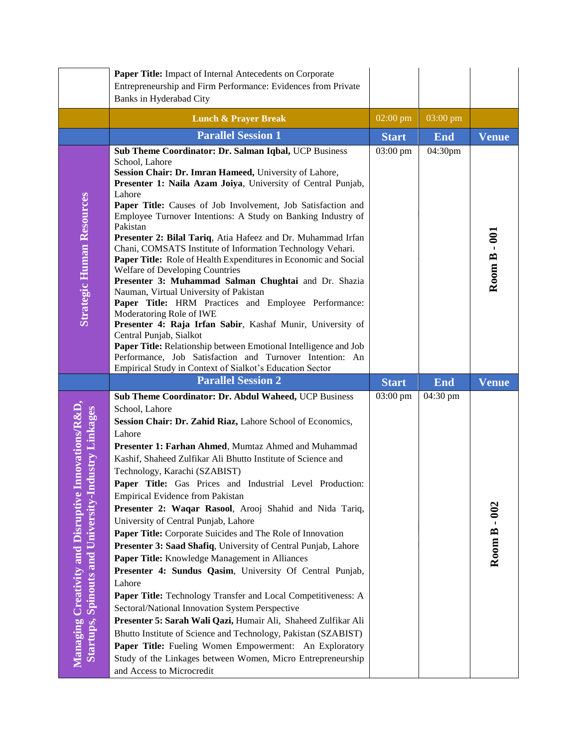| | | | | |
|---|---|---|---|---|
| | **Paper Title:** Impact of Internal Antecedents on Corporate Entrepreneurship and Firm Performance: Evidences from Private Banks in Hyderabad City | | | |
| | **Lunch & Prayer Break** | 02:00 pm | 03:00 pm | |
| | **Parallel Session 1** | **Start** | **End** | **Venue** |
| **Strategic Human Resources** | **Sub Theme Coordinator: Dr. Salman Iqbal,** UCP Business School, Lahore<br>**Session Chair: Dr. Imran Hameed,** University of Lahore,<br>**Presenter 1: Naila Azam Joiya**, University of Central Punjab, Lahore<br>**Paper Title:** Causes of Job Involvement, Job Satisfaction and Employee Turnover Intentions: A Study on Banking Industry of Pakistan<br>**Presenter 2: Bilal Tariq**, Atia Hafeez and Dr. Muhammad Irfan Chani, COMSATS Institute of Information Technology Vehari.<br>**Paper Title:** Role of Health Expenditures in Economic and Social Welfare of Developing Countries<br>**Presenter 3: Muhammad Salman Chughtai** and Dr. Shazia Nauman, Virtual University of Pakistan<br>**Paper Title:** HRM Practices and Employee Performance: Moderatoring Role of IWE<br>**Presenter 4: Raja Irfan Sabir**, Kashaf Munir, University of Central Punjab, Sialkot<br>**Paper Title:** Relationship between Emotional Intelligence and Job Performance, Job Satisfaction and Turnover Intention: An Empirical Study in Context of Sialkot's Education Sector | 03:00 pm | 04:30pm | **Room B - 001** |
| | **Parallel Session 2** | **Start** | **End** | **Venue** |
| **Managing Creativity and Disruptive Innovations/R&D, Startups, Spinouts and University-Industry Linkages** | **Sub Theme Coordinator: Dr. Abdul Waheed,** UCP Business School, Lahore<br>**Session Chair: Dr. Zahid Riaz,** Lahore School of Economics, Lahore<br>**Presenter 1: Farhan Ahmed**, Mumtaz Ahmed and Muhammad Kashif, Shaheed Zulfikar Ali Bhutto Institute of Science and Technology, Karachi (SZABIST)<br>**Paper Title:** Gas Prices and Industrial Level Production: Empirical Evidence from Pakistan<br>**Presenter 2: Waqar Rasool**, Arooj Shahid and Nida Tariq, University of Central Punjab, Lahore<br>**Paper Title:** Corporate Suicides and The Role of Innovation<br>**Presenter 3: Saad Shafiq**, University of Central Punjab, Lahore<br>**Paper Title:** Knowledge Management in Alliances<br>**Presenter 4: Sundus Qasim**, University Of Central Punjab, Lahore<br>**Paper Title:** Technology Transfer and Local Competitiveness: A Sectoral/National Innovation System Perspective<br>**Presenter 5: Sarah Wali Qazi,** Humair Ali, Shaheed Zulfikar Ali Bhutto Institute of Science and Technology, Pakistan (SZABIST)<br>**Paper Title:** Fueling Women Empowerment: An Exploratory Study of the Linkages between Women, Micro Entrepreneurship and Access to Microcredit | 03:00 pm | 04:30 pm | **Room B - 002** |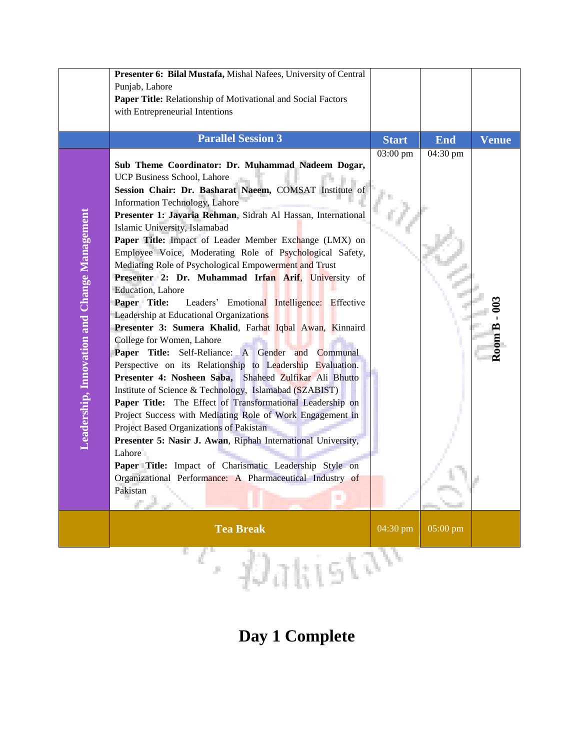| | | Start | End | Venue |
|---|---|---|---|---|
| | **Presenter 6: Bilal Mustafa,** Mishal Nafees, University of Central Punjab, Lahore<br>**Paper Title:** Relationship of Motivational and Social Factors with Entrepreneurial Intentions | | | |
| | **Parallel Session 3** | **Start** | **End** | **Venue** |
| **Leadership, Innovation and Change Management** | **Sub Theme Coordinator: Dr. Muhammad Nadeem Dogar,** UCP Business School, Lahore<br>**Session Chair: Dr. Basharat Naeem,** COMSAT Institute of Information Technology, Lahore<br>**Presenter 1: Javaria Rehman**, Sidrah Al Hassan, International Islamic University, Islamabad<br>**Paper Title:** Impact of Leader Member Exchange (LMX) on Employee Voice, Moderating Role of Psychological Safety, Mediating Role of Psychological Empowerment and Trust<br>**Presenter 2: Dr. Muhammad Irfan Arif**, University of Education, Lahore<br>**Paper Title:** Leaders' Emotional Intelligence: Effective Leadership at Educational Organizations<br>**Presenter 3: Sumera Khalid**, Farhat Iqbal Awan, Kinnaird College for Women, Lahore<br>**Paper Title:** Self-Reliance: A Gender and Communal Perspective on its Relationship to Leadership Evaluation.<br>**Presenter 4: Nosheen Saba,** Shaheed Zulfikar Ali Bhutto Institute of Science & Technology, Islamabad (SZABIST)<br>**Paper Title:** The Effect of Transformational Leadership on Project Success with Mediating Role of Work Engagement in Project Based Organizations of Pakistan<br>**Presenter 5: Nasir J. Awan**, Riphah International University, Lahore<br>**Paper Title:** Impact of Charismatic Leadership Style on Organizational Performance: A Pharmaceutical Industry of Pakistan | 03:00 pm | 04:30 pm | **Room B - 003** |
| | **Tea Break** | 04:30 pm | 05:00 pm | |

# Day 1 Complete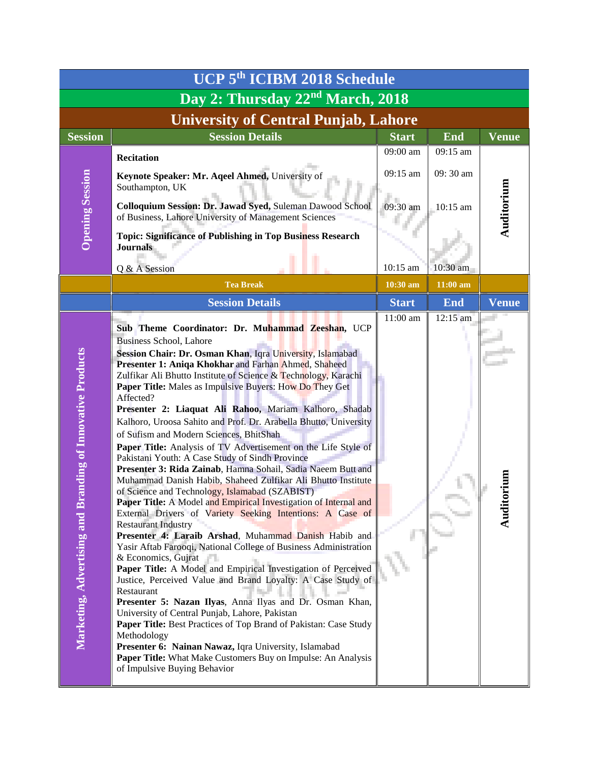# UCP 5th ICIBM 2018 Schedule

## Day 2: Thursday 22nd March, 2018

## University of Central Punjab, Lahore

| Session | Session Details | Start | End | Venue |
|---|---|---|---|---|
| Opening Session | **Recitation** | 09:00 am | 09:15 am | Auditorium |
| | **Keynote Speaker: Mr. Aqeel Ahmed,** University of Southampton, UK | 09:15 am | 09: 30 am | |
| | **Colloquium Session: Dr. Jawad Syed,** Suleman Dawood School of Business, Lahore University of Management Sciences<br>**Topic: Significance of Publishing in Top Business Research Journals** | 09:30 am | 10:15 am | |
| | Q & A Session | 10:15 am | 10:30 am | |
| | **Tea Break** | **10:30 am** | **11:00 am** | |
| | **Session Details** | **Start** | **End** | **Venue** |
| Marketing, Advertising and Branding of Innovative Products | **Sub Theme Coordinator: Dr. Muhammad Zeeshan,** UCP Business School, Lahore<br>**Session Chair: Dr. Osman Khan**, Iqra University, Islamabad<br>**Presenter 1: Aniqa Khokhar** and Farhan Ahmed, Shaheed Zulfikar Ali Bhutto Institute of Science & Technology, Karachi<br>**Paper Title:** Males as Impulsive Buyers: How Do They Get Affected?<br>**Presenter 2: Liaquat Ali Rahoo,** Mariam Kalhoro, Shadab Kalhoro, Uroosa Sahito and Prof. Dr. Arabella Bhutto, University of Sufism and Modern Sciences, BhitShah<br>**Paper Title:** Analysis of TV Advertisement on the Life Style of Pakistani Youth: A Case Study of Sindh Province<br>**Presenter 3: Rida Zainab**, Hamna Sohail, Sadia Naeem Butt and Muhammad Danish Habib, Shaheed Zulfikar Ali Bhutto Institute of Science and Technology, Islamabad (SZABIST)<br>**Paper Title:** A Model and Empirical Investigation of Internal and External Drivers of Variety Seeking Intentions: A Case of Restaurant Industry<br>**Presenter 4: Laraib Arshad**, Muhammad Danish Habib and Yasir Aftab Farooqi, National College of Business Administration & Economics, Gujrat<br>**Paper Title:** A Model and Empirical Investigation of Perceived Justice, Perceived Value and Brand Loyalty: A Case Study of Restaurant<br>**Presenter 5: Nazan Ilyas**, Anna Ilyas and Dr. Osman Khan, University of Central Punjab, Lahore, Pakistan<br>**Paper Title:** Best Practices of Top Brand of Pakistan: Case Study Methodology<br>**Presenter 6: Nainan Nawaz,** Iqra University, Islamabad<br>**Paper Title:** What Make Customers Buy on Impulse: An Analysis of Impulsive Buying Behavior | 11:00 am | 12:15 am | Auditorium |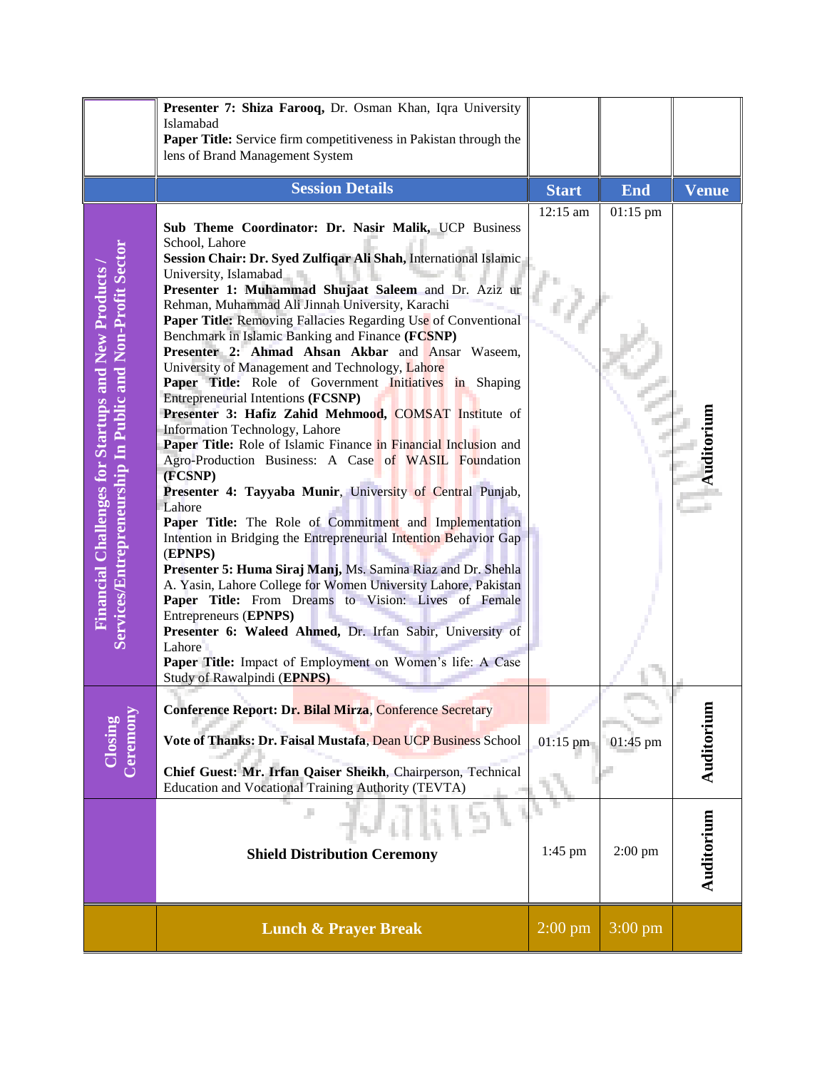| | | | | |
|---|---|---|---|---|
| | **Presenter 7: Shiza Farooq,** Dr. Osman Khan, Iqra University Islamabad<br>**Paper Title:** Service firm competitiveness in Pakistan through the lens of Brand Management System | | | |
| | **Session Details** | **Start** | **End** | **Venue** |
| **Financial Challenges for Startups and New Products / Services/Entrepreneurship In Public and Non-Profit Sector** | **Sub Theme Coordinator: Dr. Nasir Malik,** UCP Business School, Lahore<br>**Session Chair: Dr. Syed Zulfiqar Ali Shah,** International Islamic University, Islamabad<br>**Presenter 1: Muhammad Shujaat Saleem** and Dr. Aziz ur Rehman, Muhammad Ali Jinnah University, Karachi<br>**Paper Title:** Removing Fallacies Regarding Use of Conventional Benchmark in Islamic Banking and Finance **(FCSNP)**<br>**Presenter 2: Ahmad Ahsan Akbar** and Ansar Waseem, University of Management and Technology, Lahore<br>**Paper Title:** Role of Government Initiatives in Shaping Entrepreneurial Intentions **(FCSNP)**<br>**Presenter 3: Hafiz Zahid Mehmood,** COMSAT Institute of Information Technology, Lahore<br>**Paper Title:** Role of Islamic Finance in Financial Inclusion and Agro-Production Business: A Case of WASIL Foundation **(FCSNP)**<br>**Presenter 4: Tayyaba Munir**, University of Central Punjab, Lahore<br>**Paper Title:** The Role of Commitment and Implementation Intention in Bridging the Entrepreneurial Intention Behavior Gap (**EPNPS)**<br>**Presenter 5: Huma Siraj Manj,** Ms. Samina Riaz and Dr. Shehla A. Yasin, Lahore College for Women University Lahore, Pakistan<br>**Paper Title:** From Dreams to Vision: Lives of Female Entrepreneurs (**EPNPS)**<br>**Presenter 6: Waleed Ahmed,** Dr. Irfan Sabir, University of Lahore<br>**Paper Title:** Impact of Employment on Women's life: A Case Study of Rawalpindi (**EPNPS)** | 12:15 am | 01:15 pm | **Auditorium** |
| **Closing Ceremony** | **Conference Report: Dr. Bilal Mirza**, Conference Secretary<br>**Vote of Thanks: Dr. Faisal Mustafa**, Dean UCP Business School<br>**Chief Guest: Mr. Irfan Qaiser Sheikh**, Chairperson, Technical Education and Vocational Training Authority (TEVTA) | 01:15 pm | 01:45 pm | **Auditorium** |
| | **Shield Distribution Ceremony** | 1:45 pm | 2:00 pm | **Auditorium** |
| | **Lunch & Prayer Break** | 2:00 pm | 3:00 pm | |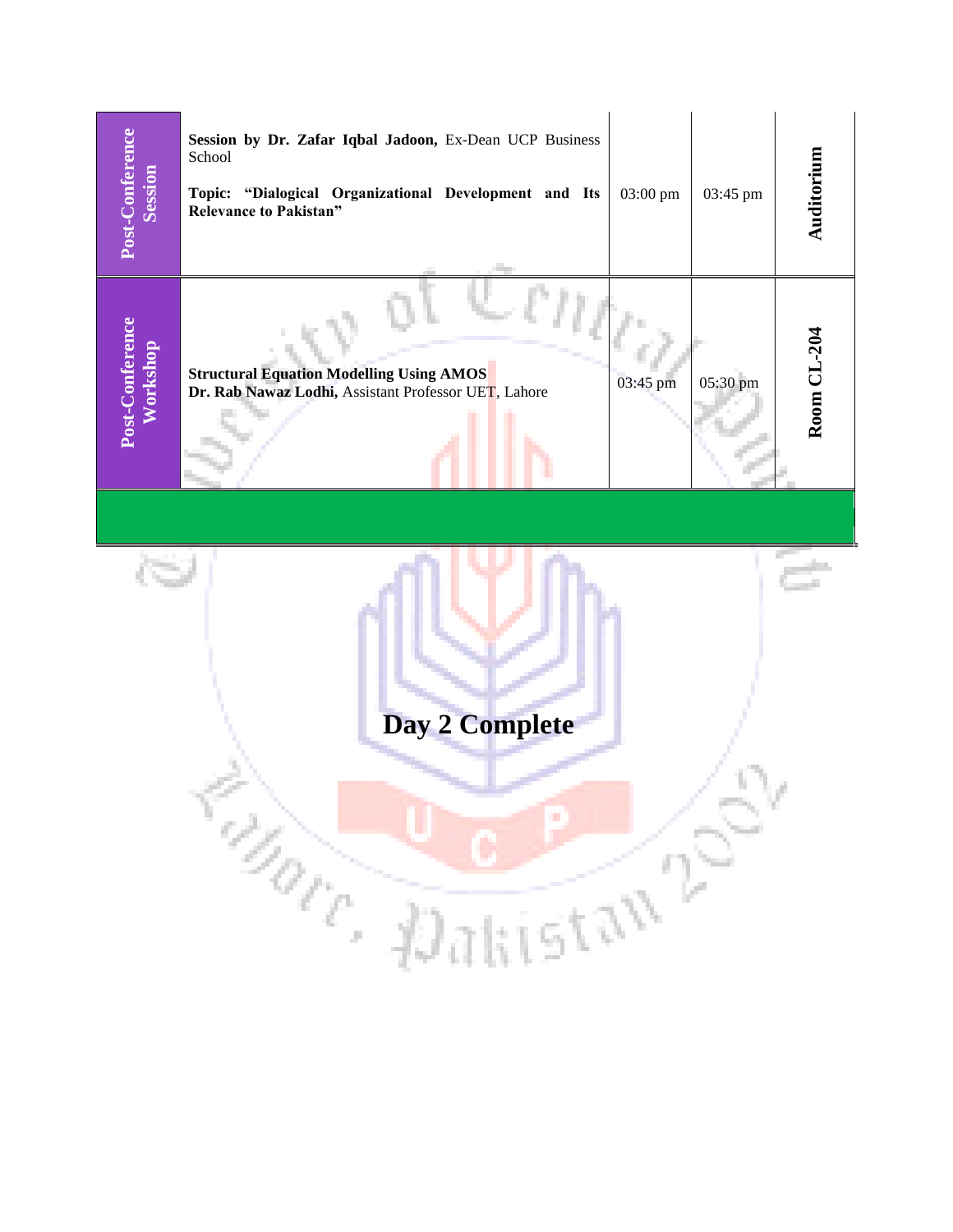| | | | | |
|---|---|---|---|---|
| Post-Conference Session | **Session by Dr. Zafar Iqbal Jadoon,** Ex-Dean UCP Business School<br><br>**Topic: "Dialogical Organizational Development and Its Relevance to Pakistan"** | 03:00 pm | 03:45 pm | **Auditorium** |
| Post-Conference Workshop | **Structural Equation Modelling Using AMOS**<br>**Dr. Rab Nawaz Lodhi,** Assistant Professor UET, Lahore | 03:45 pm | 05:30 pm | **Room CL-204** |

# Day 2 Complete